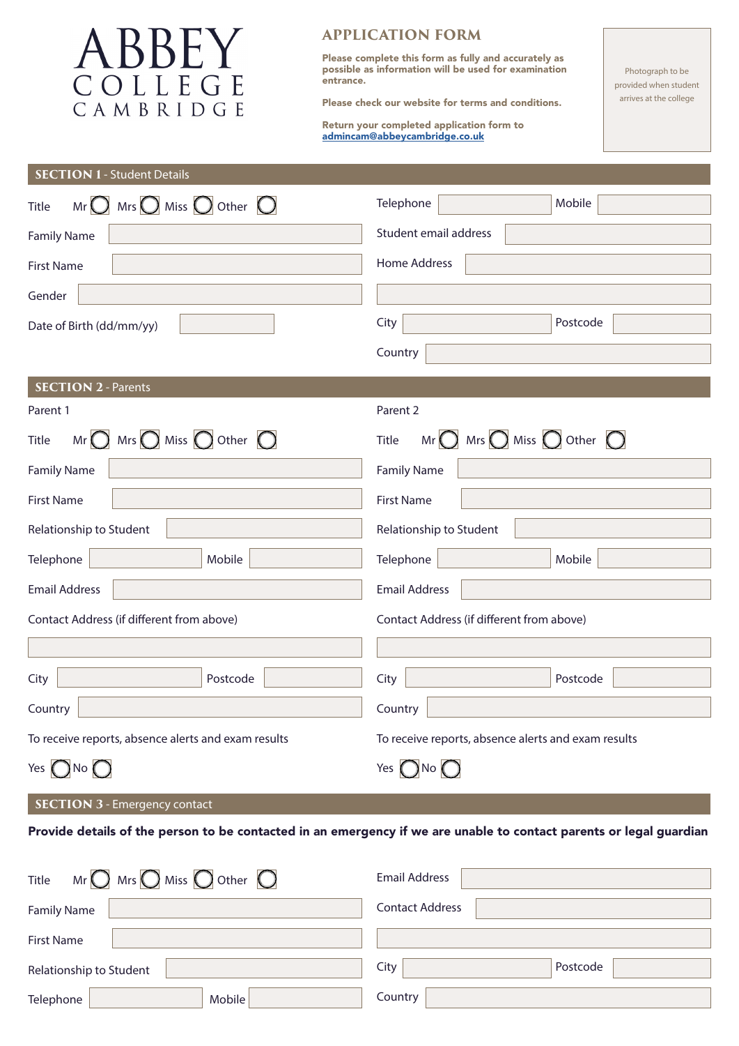# ABBEY COLLEGE CAMBRIDGE

## APPLICATION FORM

**Please complete this form as fully and accurately as possible as information will be used for examination entrance.**

**Please check our website for terms and conditions.**

**Return your completed application form to [admincam@abbeycambridge.co.uk](mailto:admincam@abbeycambridge.co.uk)**

Photograph to be provided when student arrives at the college

## SECTION 1 - Student Details

Title Mr ◯ Mrs ◯ Miss ◯ Other ◯

Family Name

First Name

Gender

Date of Birth (dd/mm/yy)

Telephone | Mobile

Student email address

Home Address

City | Postcode

Country

## SECTION 2 - Parents

### Parent 1

Title Mr ◯ Mrs ◯ Miss ◯ Other ◯

Family Name

First Name

Relationship to Student

Telephone | Mobile

Email Address

Contact Address (if different from above)

City | Postcode

Country

To receive reports, absence alerts and exam results

Yes ◯ No ◯

### Parent 2

Title Mr ◯ Mrs ◯ Miss ◯ Other ◯

Family Name

First Name

Relationship to Student

Telephone | Mobile

Email Address

Contact Address (if different from above)

City | Postcode

Country

To receive reports, absence alerts and exam results

Yes ◯ No ◯

## SECTION 3 - Emergency contact

**Provide details of the person to be contacted in an emergency if we are unable to contact parents or legal guardian**

Title Mr ◯ Mrs ◯ Miss ◯ Other ◯

Family Name

First Name

Relationship to Student

Telephone | Mobile

Email Address

Contact Address

City | Postcode

Country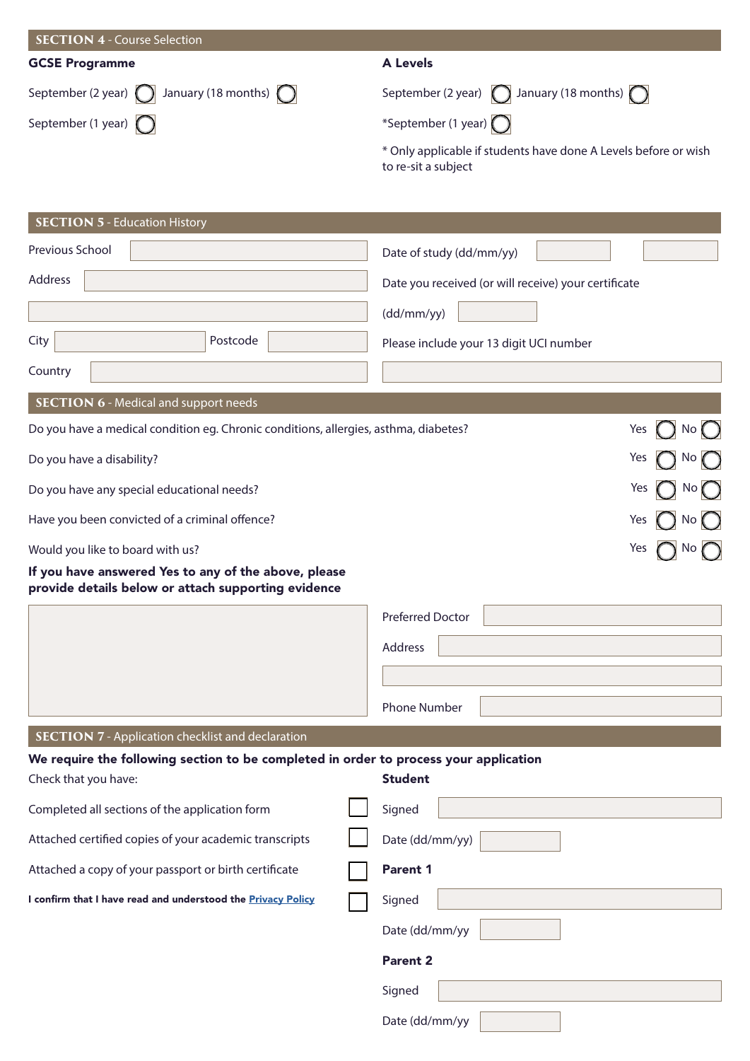## SECTION 4 - Course Selection

**GCSE Programme**

September (2 year) ◯ January (18 months) ◯

September (1 year) ◯

**A Levels**

September (2 year) ◯ January (18 months) ◯

*September (1 year) ◯

* Only applicable if students have done A Levels before or wish to re-sit a subject

## SECTION 5 - Education History

Previous School

Address

City Postcode

Country

Date of study (dd/mm/yy)

Date you received (or will receive) your certificate (dd/mm/yy)

Please include your 13 digit UCI number

## SECTION 6 - Medical and support needs

| | |
|---|---|
| Do you have a medical condition eg. Chronic conditions, allergies, asthma, diabetes? | Yes ◯ No ◯ |
| Do you have a disability? | Yes ◯ No ◯ |
| Do you have any special educational needs? | Yes ◯ No ◯ |
| Have you been convicted of a criminal offence? | Yes ◯ No ◯ |
| Would you like to board with us? | Yes ◯ No ◯ |

**If you have answered Yes to any of the above, please provide details below or attach supporting evidence**

Preferred Doctor

Address

Phone Number

## SECTION 7 - Application checklist and declaration

**We require the following section to be completed in order to process your application**

Check that you have:

- ☐ Completed all sections of the application form
- ☐ Attached certified copies of your academic transcripts
- ☐ Attached a copy of your passport or birth certificate
- ☐ **I confirm that I have read and understood the Privacy Policy**

**Student**

Signed

Date (dd/mm/yy)

**Parent 1**

Signed

Date (dd/mm/yy

**Parent 2**

Signed

Date (dd/mm/yy